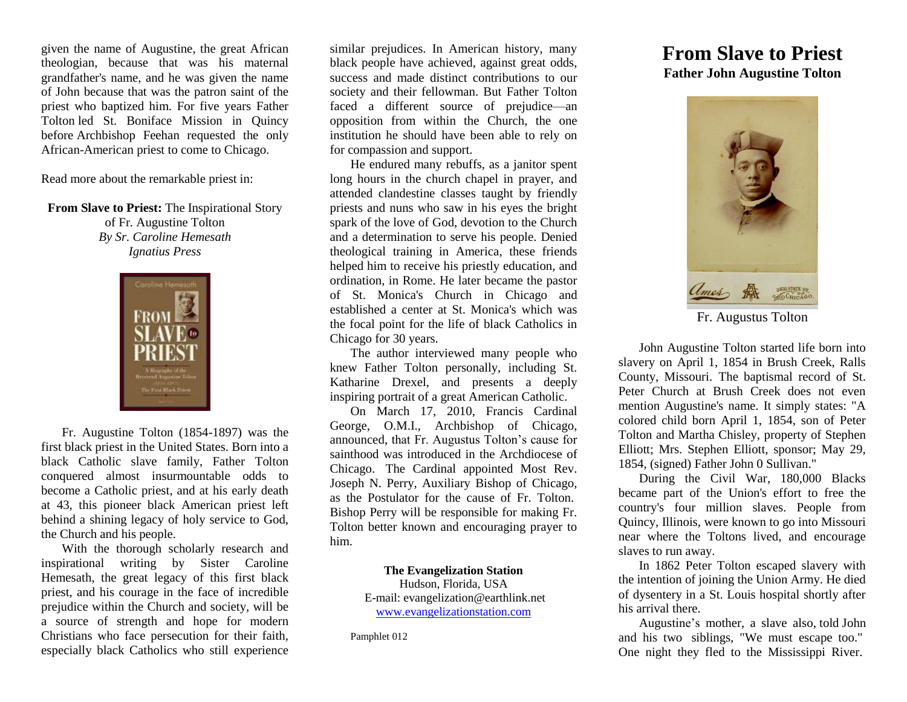# From Slave to Priest

**Father John Augustine Tolton**

Fr. Augustus Tolton

John Augustine Tolton started life born into slavery on April 1, 1854 in Brush Creek, Ralls County, Missouri. The baptismal record of St. Peter Church at Brush Creek does not even mention Augustine's name. It simply states: "A colored child born April 1, 1854, son of Peter Tolton and Martha Chisley, property of Stephen Elliott; Mrs. Stephen Elliott, sponsor; May 29, 1854, (signed) Father John 0 Sullivan."

During the Civil War, 180,000 Blacks became part of the Union's effort to free the country's four million slaves. People from Quincy, Illinois, were known to go into Missouri near where the Toltons lived, and encourage slaves to run away.

In 1862 Peter Tolton escaped slavery with the intention of joining the Union Army. He died of dysentery in a St. Louis hospital shortly after his arrival there.

Augustine's mother, a slave also, told John and his two siblings, "We must escape too." One night they fled to the Mississippi River.

given the name of Augustine, the great African theologian, because that was his maternal grandfather's name, and he was given the name of John because that was the patron saint of the priest who baptized him. For five years Father Tolton led St. Boniface Mission in Quincy before Archbishop Feehan requested the only African-American priest to come to Chicago.

Read more about the remarkable priest in:

**From Slave to Priest:** The Inspirational Story of Fr. Augustine Tolton
*By Sr. Caroline Hemesath*
*Ignatius Press*

Fr. Augustine Tolton (1854-1897) was the first black priest in the United States. Born into a black Catholic slave family, Father Tolton conquered almost insurmountable odds to become a Catholic priest, and at his early death at 43, this pioneer black American priest left behind a shining legacy of holy service to God, the Church and his people.

With the thorough scholarly research and inspirational writing by Sister Caroline Hemesath, the great legacy of this first black priest, and his courage in the face of incredible prejudice within the Church and society, will be a source of strength and hope for modern Christians who face persecution for their faith, especially black Catholics who still experience similar prejudices. In American history, many black people have achieved, against great odds, success and made distinct contributions to our society and their fellowman. But Father Tolton faced a different source of prejudice—an opposition from within the Church, the one institution he should have been able to rely on for compassion and support.

He endured many rebuffs, as a janitor spent long hours in the church chapel in prayer, and attended clandestine classes taught by friendly priests and nuns who saw in his eyes the bright spark of the love of God, devotion to the Church and a determination to serve his people. Denied theological training in America, these friends helped him to receive his priestly education, and ordination, in Rome. He later became the pastor of St. Monica's Church in Chicago and established a center at St. Monica's which was the focal point for the life of black Catholics in Chicago for 30 years.

The author interviewed many people who knew Father Tolton personally, including St. Katharine Drexel, and presents a deeply inspiring portrait of a great American Catholic.

On March 17, 2010, Francis Cardinal George, O.M.I., Archbishop of Chicago, announced, that Fr. Augustus Tolton's cause for sainthood was introduced in the Archdiocese of Chicago. The Cardinal appointed Most Rev. Joseph N. Perry, Auxiliary Bishop of Chicago, as the Postulator for the cause of Fr. Tolton. Bishop Perry will be responsible for making Fr. Tolton better known and encouraging prayer to him.

**The Evangelization Station**
Hudson, Florida, USA
E-mail: evangelization@earthlink.net
www.evangelizationstation.com

Pamphlet 012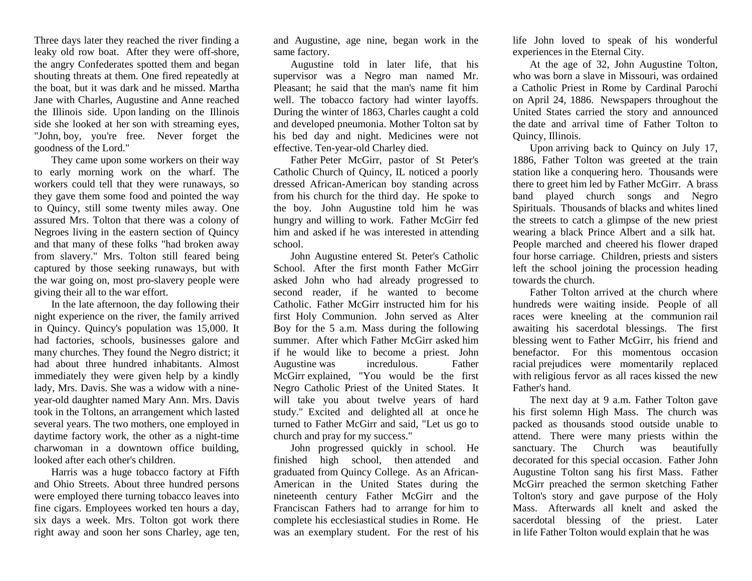Three days later they reached the river finding a leaky old row boat. After they were off-shore, the angry Confederates spotted them and began shouting threats at them. One fired repeatedly at the boat, but it was dark and he missed. Martha Jane with Charles, Augustine and Anne reached the Illinois side. Upon landing on the Illinois side she looked at her son with streaming eyes, "John, boy, you're free. Never forget the goodness of the Lord."

They came upon some workers on their way to early morning work on the wharf. The workers could tell that they were runaways, so they gave them some food and pointed the way to Quincy, still some twenty miles away. One assured Mrs. Tolton that there was a colony of Negroes living in the eastern section of Quincy and that many of these folks "had broken away from slavery." Mrs. Tolton still feared being captured by those seeking runaways, but with the war going on, most pro-slavery people were giving their all to the war effort.

In the late afternoon, the day following their night experience on the river, the family arrived in Quincy. Quincy's population was 15,000. It had factories, schools, businesses galore and many churches. They found the Negro district; it had about three hundred inhabitants. Almost immediately they were given help by a kindly lady, Mrs. Davis. She was a widow with a nine-year-old daughter named Mary Ann. Mrs. Davis took in the Toltons, an arrangement which lasted several years. The two mothers, one employed in daytime factory work, the other as a night-time charwoman in a downtown office building, looked after each other's children.

Harris was a huge tobacco factory at Fifth and Ohio Streets. About three hundred persons were employed there turning tobacco leaves into fine cigars. Employees worked ten hours a day, six days a week. Mrs. Tolton got work there right away and soon her sons Charley, age ten, and Augustine, age nine, began work in the same factory.

Augustine told in later life, that his supervisor was a Negro man named Mr. Pleasant; he said that the man's name fit him well. The tobacco factory had winter layoffs. During the winter of 1863, Charles caught a cold and developed pneumonia. Mother Tolton sat by his bed day and night. Medicines were not effective. Ten-year-old Charley died.

Father Peter McGirr, pastor of St Peter's Catholic Church of Quincy, IL noticed a poorly dressed African-American boy standing across from his church for the third day. He spoke to the boy. John Augustine told him he was hungry and willing to work. Father McGirr fed him and asked if he was interested in attending school.

John Augustine entered St. Peter's Catholic School. After the first month Father McGirr asked John who had already progressed to second reader, if he wanted to become Catholic. Father McGirr instructed him for his first Holy Communion. John served as Alter Boy for the 5 a.m. Mass during the following summer. After which Father McGirr asked him if he would like to become a priest. John Augustine was incredulous. Father McGirr explained, "You would be the first Negro Catholic Priest of the United States. It will take you about twelve years of hard study." Excited and delighted all at once he turned to Father McGirr and said, "Let us go to church and pray for my success."

John progressed quickly in school. He finished high school, then attended and graduated from Quincy College. As an African-American in the United States during the nineteenth century Father McGirr and the Franciscan Fathers had to arrange for him to complete his ecclesiastical studies in Rome. He was an exemplary student. For the rest of his life John loved to speak of his wonderful experiences in the Eternal City.

At the age of 32, John Augustine Tolton, who was born a slave in Missouri, was ordained a Catholic Priest in Rome by Cardinal Parochi on April 24, 1886. Newspapers throughout the United States carried the story and announced the date and arrival time of Father Tolton to Quincy, Illinois.

Upon arriving back to Quincy on July 17, 1886, Father Tolton was greeted at the train station like a conquering hero. Thousands were there to greet him led by Father McGirr. A brass band played church songs and Negro Spirituals. Thousands of blacks and whites lined the streets to catch a glimpse of the new priest wearing a black Prince Albert and a silk hat. People marched and cheered his flower draped four horse carriage. Children, priests and sisters left the school joining the procession heading towards the church.

Father Tolton arrived at the church where hundreds were waiting inside. People of all races were kneeling at the communion rail awaiting his sacerdotal blessings. The first blessing went to Father McGirr, his friend and benefactor. For this momentous occasion racial prejudices were momentarily replaced with religious fervor as all races kissed the new Father's hand.

The next day at 9 a.m. Father Tolton gave his first solemn High Mass. The church was packed as thousands stood outside unable to attend. There were many priests within the sanctuary. The Church was beautifully decorated for this special occasion. Father John Augustine Tolton sang his first Mass. Father McGirr preached the sermon sketching Father Tolton's story and gave purpose of the Holy Mass. Afterwards all knelt and asked the sacerdotal blessing of the priest. Later in life Father Tolton would explain that he was